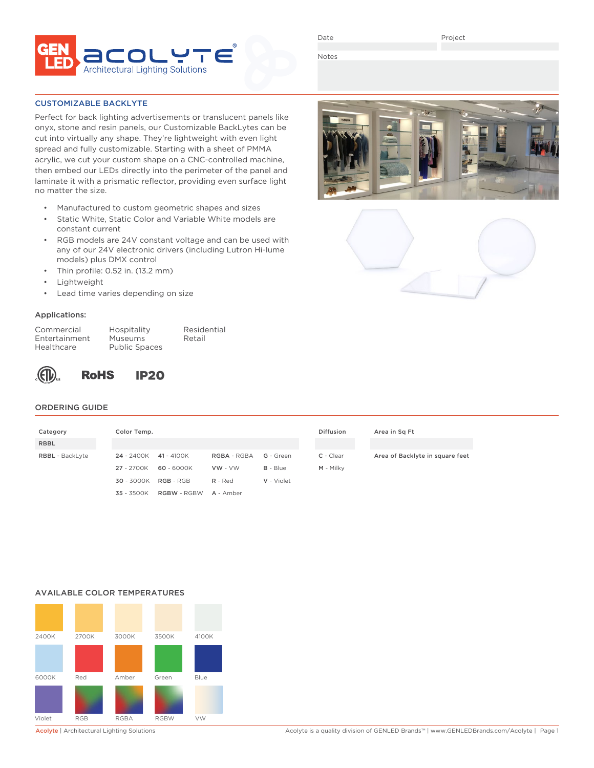GEN LED | ACOLYTE® Architectural Lighting Solutions

Date | Project

Notes

## CUSTOMIZABLE BACKLYTE

Perfect for back lighting advertisements or translucent panels like onyx, stone and resin panels, our Customizable BackLytes can be cut into virtually any shape. They're lightweight with even light spread and fully customizable. Starting with a sheet of PMMA acrylic, we cut your custom shape on a CNC-controlled machine, then embed our LEDs directly into the perimeter of the panel and laminate it with a prismatic reflector, providing even surface light no matter the size.

- Manufactured to custom geometric shapes and sizes
- Static White, Static Color and Variable White models are constant current
- RGB models are 24V constant voltage and can be used with any of our 24V electronic drivers (including Lutron Hi-lume models) plus DMX control
- Thin profile: 0.52 in. (13.2 mm)
- Lightweight
- Lead time varies depending on size

### Applications:

| | | |
|---|---|---|
| Commercial | Hospitality | Residential |
| Entertainment | Museums | Retail |
| Healthcare | Public Spaces | |

ETL RoHS IP20

## ORDERING GUIDE

| Category | Color Temp. | | | | Diffusion | Area in Sq Ft |
|---|---|---|---|---|---|---|
| RBBL | | | | | | |
| **RBBL** - BackLyte | **24** - 2400K | **41** - 4100K | **RGBA** - RGBA | **G** - Green | **C** - Clear | **Area of Backlyte in square feet** |
| | **27** - 2700K | **60** - 6000K | **VW** - VW | **B** - Blue | **M** - Milky | |
| | **30** - 3000K | **RGB** - RGB | **R** - Red | **V** - Violet | | |
| | **35** - 3500K | **RGBW** - RGBW | **A** - Amber | | | |

## AVAILABLE COLOR TEMPERATURES

| | | | | |
|---|---|---|---|---|
| 2400K | 2700K | 3000K | 3500K | 4100K |
| 6000K | Red | Amber | Green | Blue |
| Violet | RGB | RGBA | RGBW | VW |

Acolyte | Architectural Lighting Solutions — Acolyte is a quality division of GENLED Brands™ | www.GENLEDBrands.com/Acolyte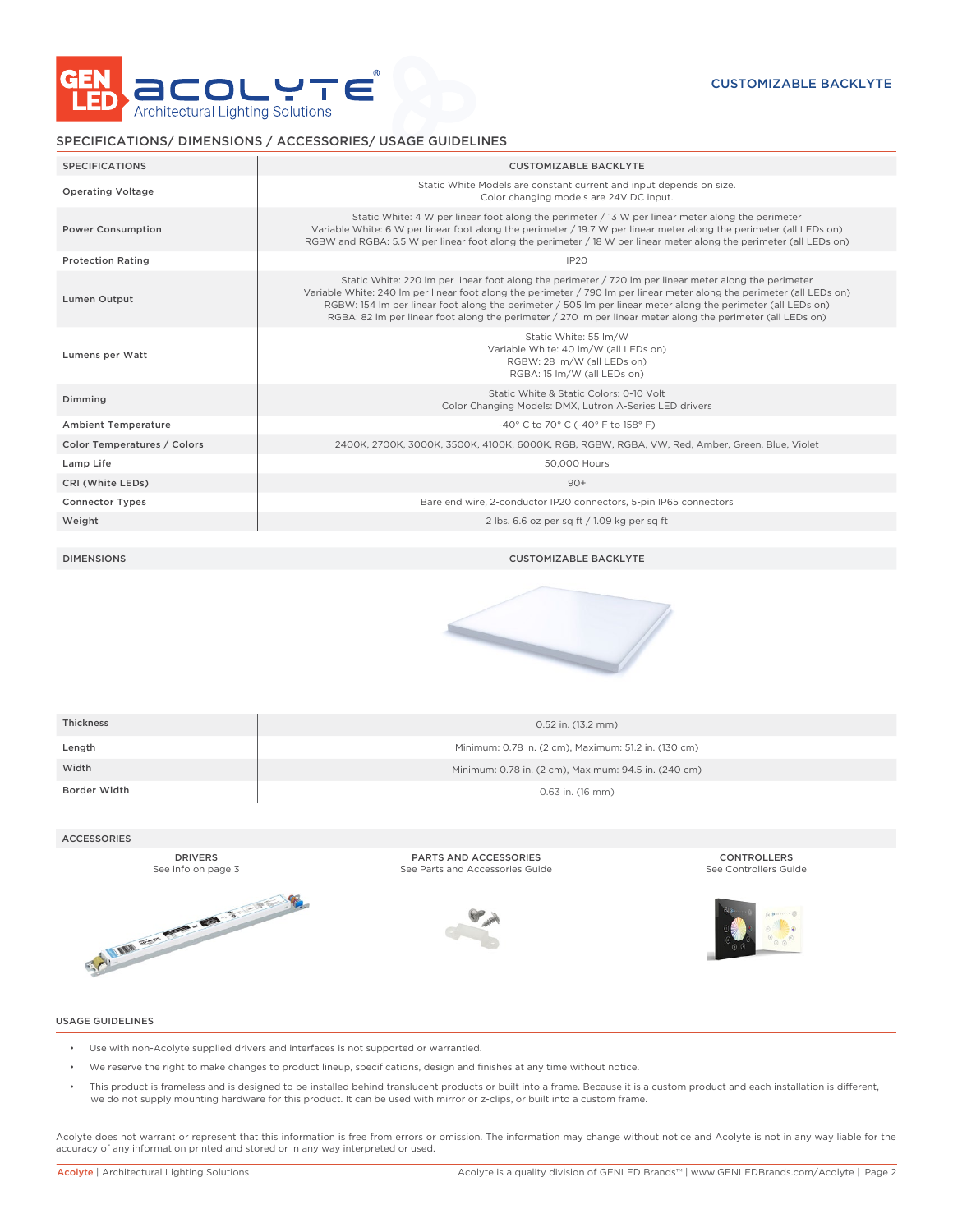CUSTOMIZABLE BACKLYTE

## SPECIFICATIONS/ DIMENSIONS / ACCESSORIES/ USAGE GUIDELINES

| SPECIFICATIONS | CUSTOMIZABLE BACKLYTE |
| --- | --- |
| Operating Voltage | Static White Models are constant current and input depends on size.<br>Color changing models are 24V DC input. |
| Power Consumption | Static White: 4 W per linear foot along the perimeter / 13 W per linear meter along the perimeter<br>Variable White: 6 W per linear foot along the perimeter / 19.7 W per linear meter along the perimeter (all LEDs on)<br>RGBW and RGBA: 5.5 W per linear foot along the perimeter / 18 W per linear meter along the perimeter (all LEDs on) |
| Protection Rating | IP20 |
| Lumen Output | Static White: 220 lm per linear foot along the perimeter / 720 lm per linear meter along the perimeter<br>Variable White: 240 lm per linear foot along the perimeter / 790 lm per linear meter along the perimeter (all LEDs on)<br>RGBW: 154 lm per linear foot along the perimeter / 505 lm per linear meter along the perimeter (all LEDs on)<br>RGBA: 82 lm per linear foot along the perimeter / 270 lm per linear meter along the perimeter (all LEDs on) |
| Lumens per Watt | Static White: 55 lm/W<br>Variable White: 40 lm/W (all LEDs on)<br>RGBW: 28 lm/W (all LEDs on)<br>RGBA: 15 lm/W (all LEDs on) |
| Dimming | Static White & Static Colors: 0-10 Volt<br>Color Changing Models: DMX, Lutron A-Series LED drivers |
| Ambient Temperature | -40° C to 70° C (-40° F to 158° F) |
| Color Temperatures / Colors | 2400K, 2700K, 3000K, 3500K, 4100K, 6000K, RGB, RGBW, RGBA, VW, Red, Amber, Green, Blue, Violet |
| Lamp Life | 50,000 Hours |
| CRI (White LEDs) | 90+ |
| Connector Types | Bare end wire, 2-conductor IP20 connectors, 5-pin IP65 connectors |
| Weight | 2 lbs. 6.6 oz per sq ft / 1.09 kg per sq ft |

| DIMENSIONS | CUSTOMIZABLE BACKLYTE |
| --- | --- |
| Thickness | 0.52 in. (13.2 mm) |
| Length | Minimum: 0.78 in. (2 cm), Maximum: 51.2 in. (130 cm) |
| Width | Minimum: 0.78 in. (2 cm), Maximum: 94.5 in. (240 cm) |
| Border Width | 0.63 in. (16 mm) |

### ACCESSORIES

**DRIVERS**
See info on page 3

**PARTS AND ACCESSORIES**
See Parts and Accessories Guide

**CONTROLLERS**
See Controllers Guide

### USAGE GUIDELINES

- Use with non-Acolyte supplied drivers and interfaces is not supported or warrantied.
- We reserve the right to make changes to product lineup, specifications, design and finishes at any time without notice.
- This product is frameless and is designed to be installed behind translucent products or built into a frame. Because it is a custom product and each installation is different, we do not supply mounting hardware for this product. It can be used with mirror or z-clips, or built into a custom frame.

Acolyte does not warrant or represent that this information is free from errors or omission. The information may change without notice and Acolyte is not in any way liable for the accuracy of any information printed and stored or in any way interpreted or used.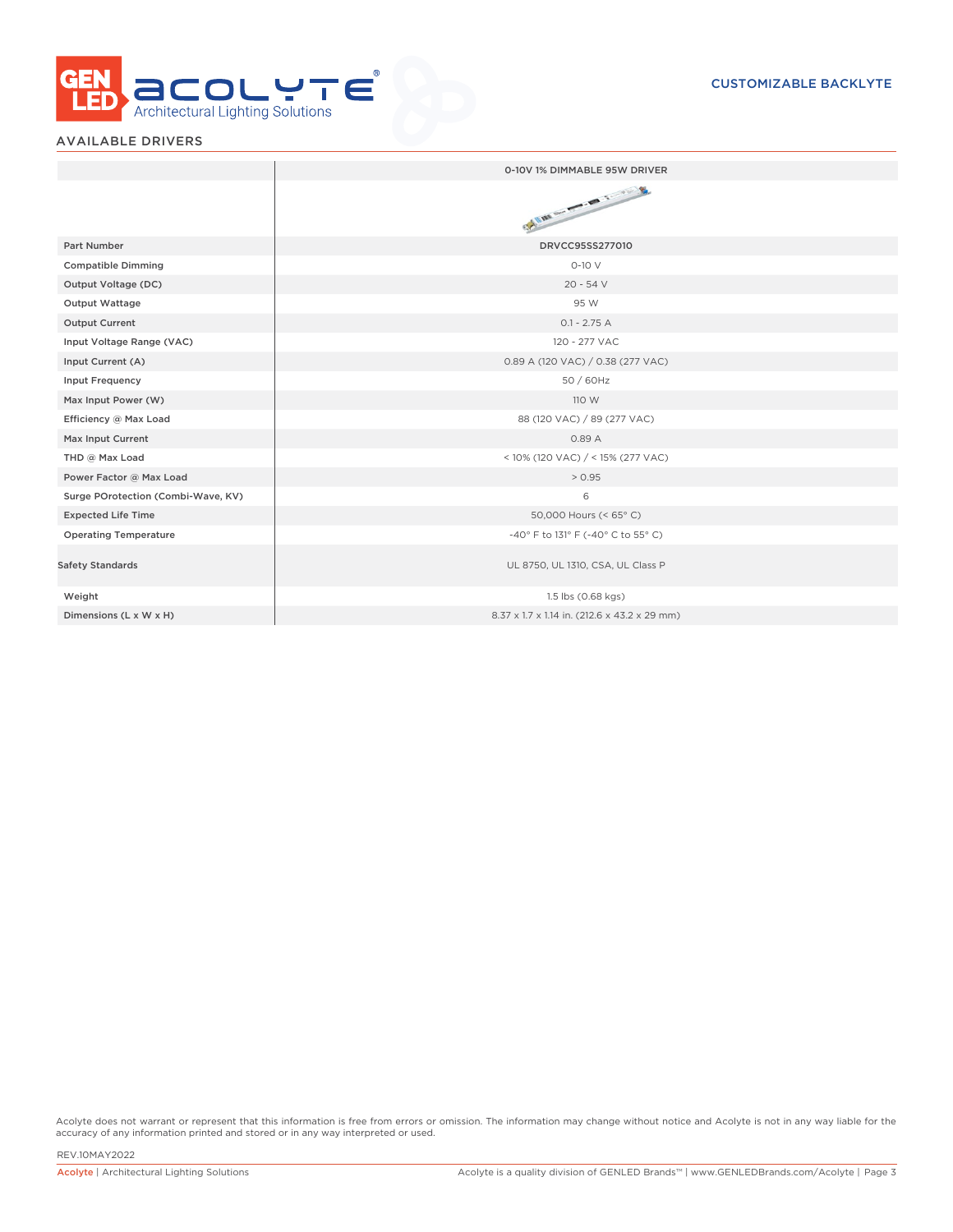CUSTOMIZABLE BACKLYTE

## AVAILABLE DRIVERS

| | 0-10V 1% DIMMABLE 95W DRIVER |
|---|---|
| Part Number | DRVCC95SS277010 |
| Compatible Dimming | 0-10 V |
| Output Voltage (DC) | 20 - 54 V |
| Output Wattage | 95 W |
| Output Current | 0.1 - 2.75 A |
| Input Voltage Range (VAC) | 120 - 277 VAC |
| Input Current (A) | 0.89 A (120 VAC) / 0.38 (277 VAC) |
| Input Frequency | 50 / 60Hz |
| Max Input Power (W) | 110 W |
| Efficiency @ Max Load | 88 (120 VAC) / 89 (277 VAC) |
| Max Input Current | 0.89 A |
| THD @ Max Load | < 10% (120 VAC) / < 15% (277 VAC) |
| Power Factor @ Max Load | > 0.95 |
| Surge POrotection (Combi-Wave, KV) | 6 |
| Expected Life Time | 50,000 Hours (< 65° C) |
| Operating Temperature | -40° F to 131° F (-40° C to 55° C) |
| Safety Standards | UL 8750, UL 1310, CSA, UL Class P |
| Weight | 1.5 lbs (0.68 kgs) |
| Dimensions (L x W x H) | 8.37 x 1.7 x 1.14 in. (212.6 x 43.2 x 29 mm) |

Acolyte does not warrant or represent that this information is free from errors or omission. The information may change without notice and Acolyte is not in any way liable for the accuracy of any information printed and stored or in any way interpreted or used.

REV.10MAY2022